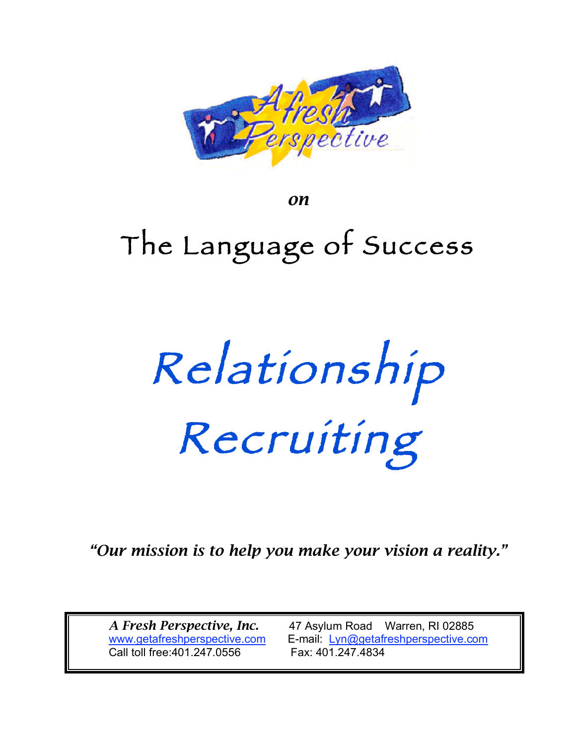A Fresh Perspective

*on*

# The Language of Success

# Relationship Recruiting

*"Our mission is to help you make your vision a reality."*

***A Fresh Perspective, Inc.*** 47 Asylum Road Warren, RI 02885
www.getafreshperspective.com E-mail: Lyn@getafreshperspective.com
Call toll free:401.247.0556 Fax: 401.247.4834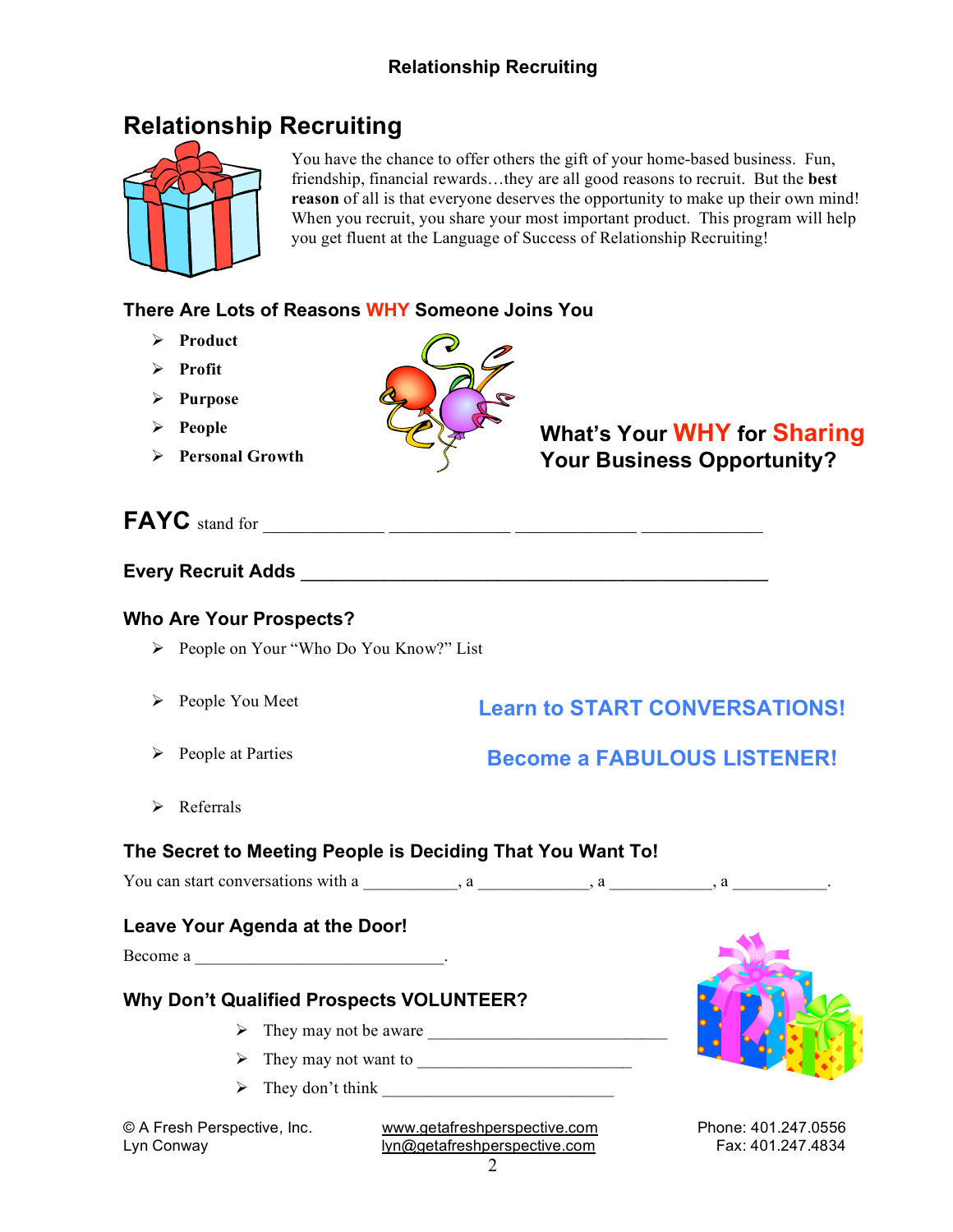# Relationship Recruiting

You have the chance to offer others the gift of your home-based business. Fun, friendship, financial rewards…they are all good reasons to recruit. But the **best reason** of all is that everyone deserves the opportunity to make up their own mind! When you recruit, you share your most important product. This program will help you get fluent at the Language of Success of Relationship Recruiting!

### There Are Lots of Reasons WHY Someone Joins You

- **Product**
- **Profit**
- **Purpose**
- **People**
- **Personal Growth**

**What's Your WHY for Sharing Your Business Opportunity?**

**FAYC** stand for _____________ _____________ _____________ _____________

### Every Recruit Adds ____________________________________________

### Who Are Your Prospects?

- People on Your "Who Do You Know?" List
- People You Meet
- People at Parties
- Referrals

**Learn to START CONVERSATIONS!**

**Become a FABULOUS LISTENER!**

### The Secret to Meeting People is Deciding That You Want To!

You can start conversations with a __________, a ____________, a ___________, a __________.

### Leave Your Agenda at the Door!

Become a ___________________________.

### Why Don't Qualified Prospects VOLUNTEER?

- They may not be aware __________________________
- They may not want to _______________________
- They don't think _________________________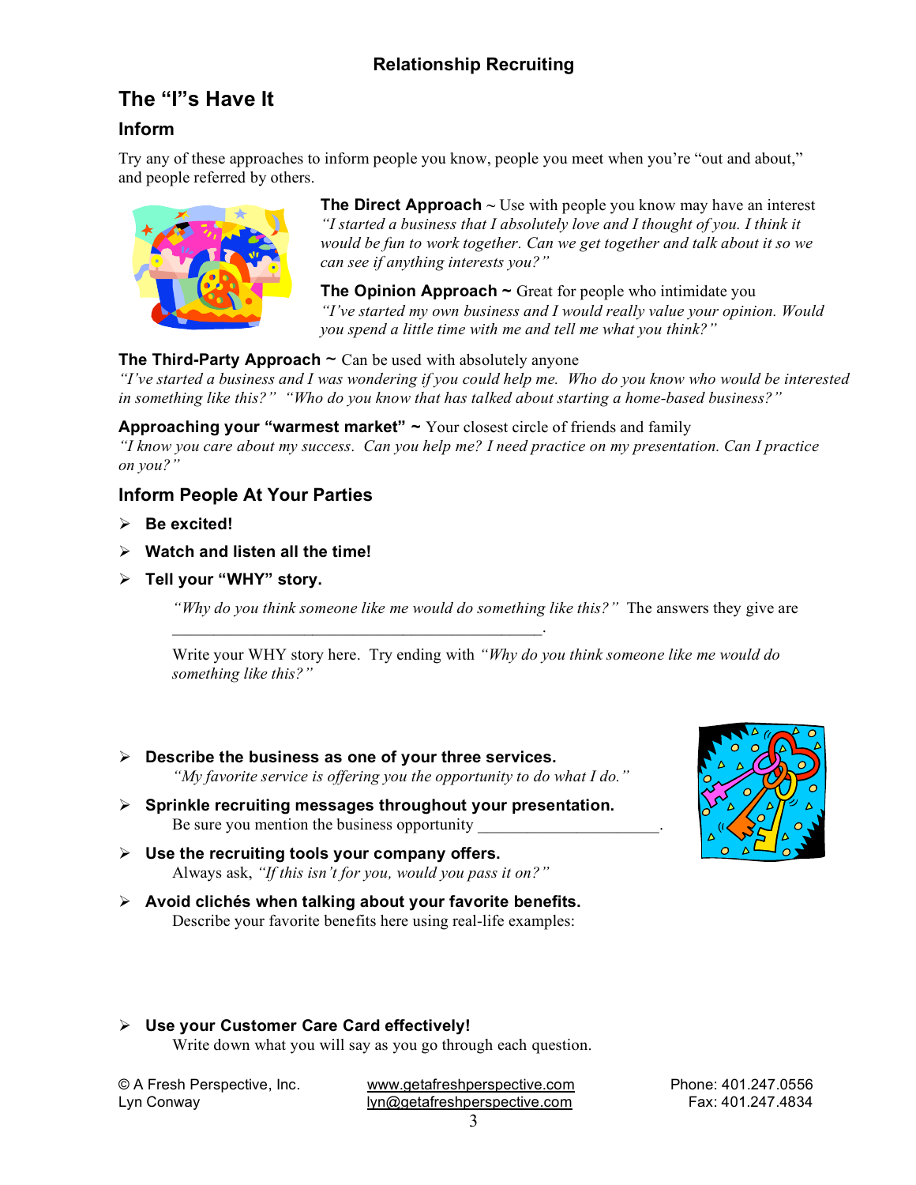## The "I"s Have It

### Inform

Try any of these approaches to inform people you know, people you meet when you're "out and about," and people referred by others.

**The Direct Approach** ~ Use with people you know may have an interest
*"I started a business that I absolutely love and I thought of you. I think it would be fun to work together. Can we get together and talk about it so we can see if anything interests you?"*

**The Opinion Approach ~** Great for people who intimidate you
*"I've started my own business and I would really value your opinion. Would you spend a little time with me and tell me what you think?"*

**The Third-Party Approach ~** Can be used with absolutely anyone
*"I've started a business and I was wondering if you could help me. Who do you know who would be interested in something like this?" "Who do you know that has talked about starting a home-based business?"*

**Approaching your "warmest market" ~** Your closest circle of friends and family
*"I know you care about my success. Can you help me? I need practice on my presentation. Can I practice on you?"*

### Inform People At Your Parties

- **Be excited!**
- **Watch and listen all the time!**
- **Tell your "WHY" story.**

  *"Why do you think someone like me would do something like this?"* The answers they give are _____________________________________________.

  Write your WHY story here. Try ending with *"Why do you think someone like me would do something like this?"*

- **Describe the business as one of your three services.**
  *"My favorite service is offering you the opportunity to do what I do."*
- **Sprinkle recruiting messages throughout your presentation.**
  Be sure you mention the business opportunity ______________________.
- **Use the recruiting tools your company offers.**
  Always ask, *"If this isn't for you, would you pass it on?"*
- **Avoid clichés when talking about your favorite benefits.**
  Describe your favorite benefits here using real-life examples:

- **Use your Customer Care Card effectively!**
  Write down what you will say as you go through each question.

© A Fresh Perspective, Inc.
Lyn Conway
www.getafreshperspective.com
lyn@getafreshperspective.com
Phone: 401.247.0556
Fax: 401.247.4834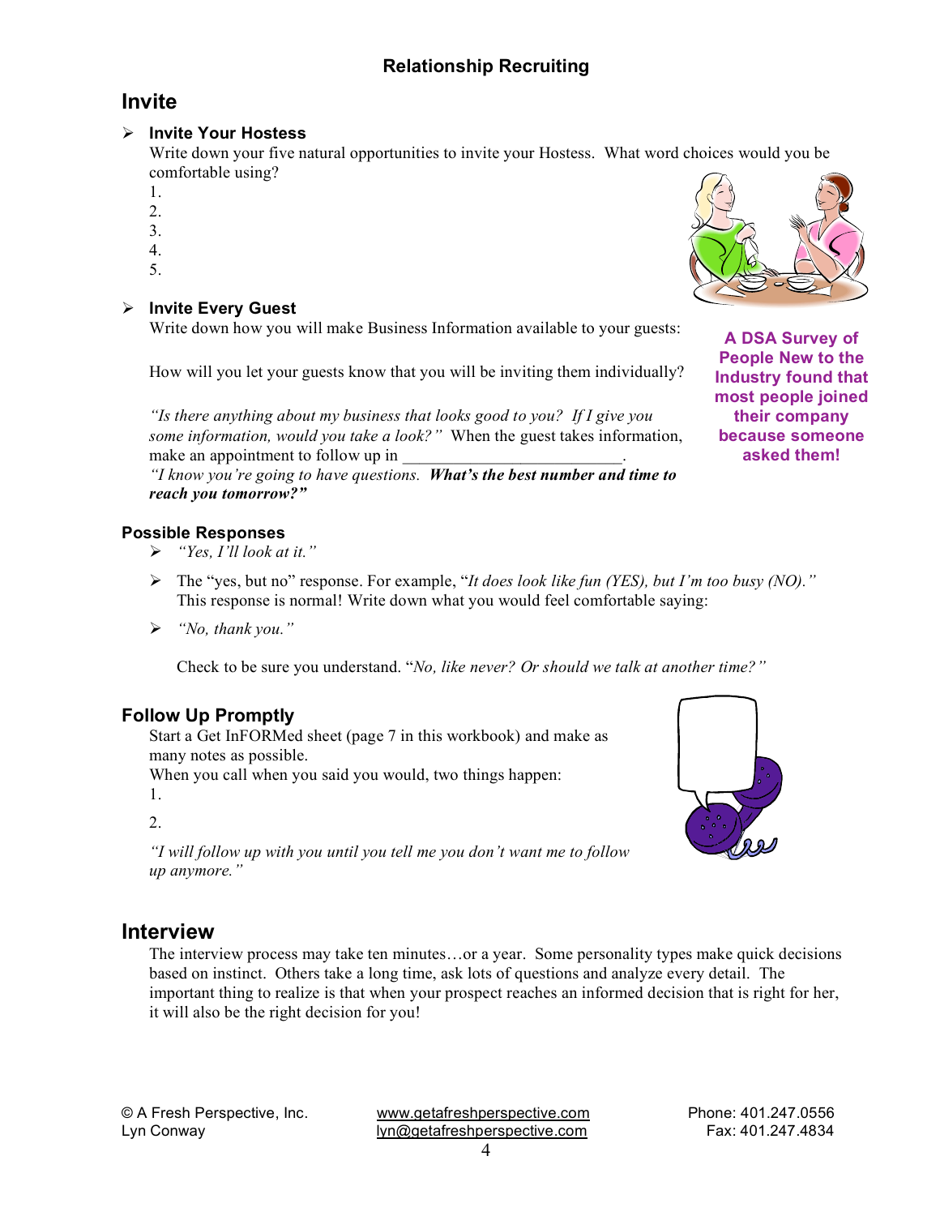## Relationship Recruiting

# Invite

- **Invite Your Hostess**

  Write down your five natural opportunities to invite your Hostess. What word choices would you be comfortable using?

  1.
  2.
  3.
  4.
  5.

- **Invite Every Guest**

  Write down how you will make Business Information available to your guests:

  How will you let your guests know that you will be inviting them individually?

  *"Is there anything about my business that looks good to you? If I give you some information, would you take a look?"* When the guest takes information, make an appointment to follow up in ___________________________.
  *"I know you're going to have questions.* ***What's the best number and time to reach you tomorrow?"***

**A DSA Survey of People New to the Industry found that most people joined their company because someone asked them!**

### Possible Responses

- *"Yes, I'll look at it."*
- The "yes, but no" response. For example, "*It does look like fun (YES), but I'm too busy (NO)."* This response is normal! Write down what you would feel comfortable saying:
- *"No, thank you."*

  Check to be sure you understand. "*No, like never? Or should we talk at another time?"*

## Follow Up Promptly

Start a Get InFORMed sheet (page 7 in this workbook) and make as many notes as possible.
When you call when you said you would, two things happen:

1.

2.

*"I will follow up with you until you tell me you don't want me to follow up anymore."*

# Interview

The interview process may take ten minutes…or a year. Some personality types make quick decisions based on instinct. Others take a long time, ask lots of questions and analyze every detail. The important thing to realize is that when your prospect reaches an informed decision that is right for her, it will also be the right decision for you!

© A Fresh Perspective, Inc.
Lyn Conway

www.getafreshperspective.com
lyn@getafreshperspective.com

Phone: 401.247.0556
Fax: 401.247.4834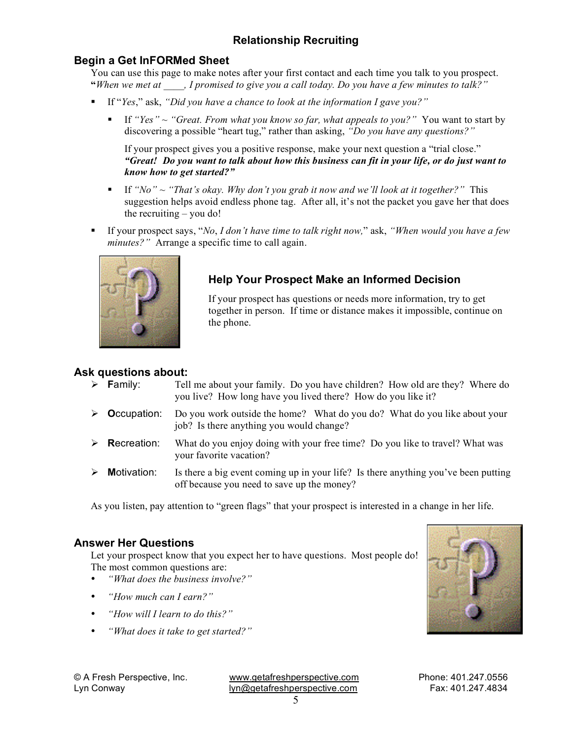## Relationship Recruiting

### Begin a Get InFORMed Sheet

You can use this page to make notes after your first contact and each time you talk to you prospect. "*When we met at \_\_\_\_, I promised to give you a call today. Do you have a few minutes to talk?"*

- If "*Yes*," ask, *"Did you have a chance to look at the information I gave you?"*
  - If *"Yes" ~ "Great. From what you know so far, what appeals to you?"* You want to start by discovering a possible "heart tug," rather than asking, *"Do you have any questions?"*

    If your prospect gives you a positive response, make your next question a "trial close." ***"Great! Do you want to talk about how this business can fit in your life, or do just want to know how to get started?"***
  - If *"No" ~ "That's okay. Why don't you grab it now and we'll look at it together?"* This suggestion helps avoid endless phone tag. After all, it's not the packet you gave her that does the recruiting – you do!
- If your prospect says, "*No, I don't have time to talk right now,*" ask, *"When would you have a few minutes?"* Arrange a specific time to call again.

### Help Your Prospect Make an Informed Decision

If your prospect has questions or needs more information, try to get together in person. If time or distance makes it impossible, continue on the phone.

### Ask questions about:

- **F**amily: Tell me about your family. Do you have children? How old are they? Where do you live? How long have you lived there? How do you like it?
- **O**ccupation: Do you work outside the home? What do you do? What do you like about your job? Is there anything you would change?
- **R**ecreation: What do you enjoy doing with your free time? Do you like to travel? What was your favorite vacation?
- **M**otivation: Is there a big event coming up in your life? Is there anything you've been putting off because you need to save up the money?

As you listen, pay attention to "green flags" that your prospect is interested in a change in her life.

### Answer Her Questions

Let your prospect know that you expect her to have questions. Most people do! The most common questions are:

- *"What does the business involve?"*
- *"How much can I earn?"*
- *"How will I learn to do this?"*
- *"What does it take to get started?"*

© A Fresh Perspective, Inc. www.getafreshperspective.com Phone: 401.247.0556
Lyn Conway lyn@getafreshperspective.com Fax: 401.247.4834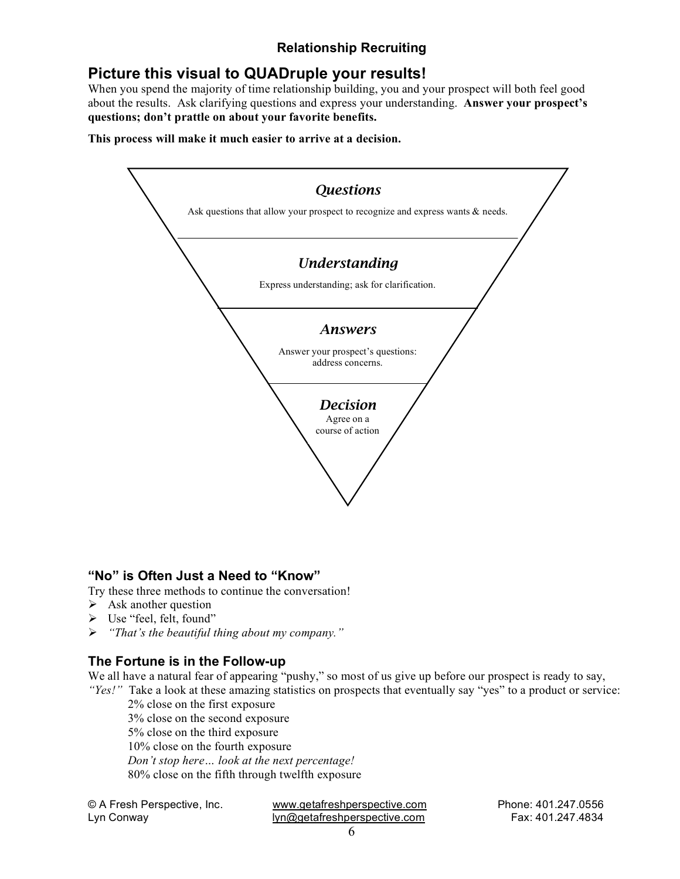## Picture this visual to QUADruple your results!

When you spend the majority of time relationship building, you and your prospect will both feel good about the results. Ask clarifying questions and express your understanding. **Answer your prospect's questions; don't prattle on about your favorite benefits.**

**This process will make it much easier to arrive at a decision.**

***Questions***

Ask questions that allow your prospect to recognize and express wants & needs.

***Understanding***

Express understanding; ask for clarification.

***Answers***

Answer your prospect's questions: address concerns.

***Decision***

Agree on a course of action

### "No" is Often Just a Need to "Know"

Try these three methods to continue the conversation!

- Ask another question
- Use "feel, felt, found"
- *"That's the beautiful thing about my company."*

### The Fortune is in the Follow-up

We all have a natural fear of appearing "pushy," so most of us give up before our prospect is ready to say, *"Yes!"* Take a look at these amazing statistics on prospects that eventually say "yes" to a product or service:

2% close on the first exposure
3% close on the second exposure
5% close on the third exposure
10% close on the fourth exposure
*Don't stop here… look at the next percentage!*
80% close on the fifth through twelfth exposure

© A Fresh Perspective, Inc.
Lyn Conway
www.getafreshperspective.com
lyn@getafreshperspective.com
Phone: 401.247.0556
Fax: 401.247.4834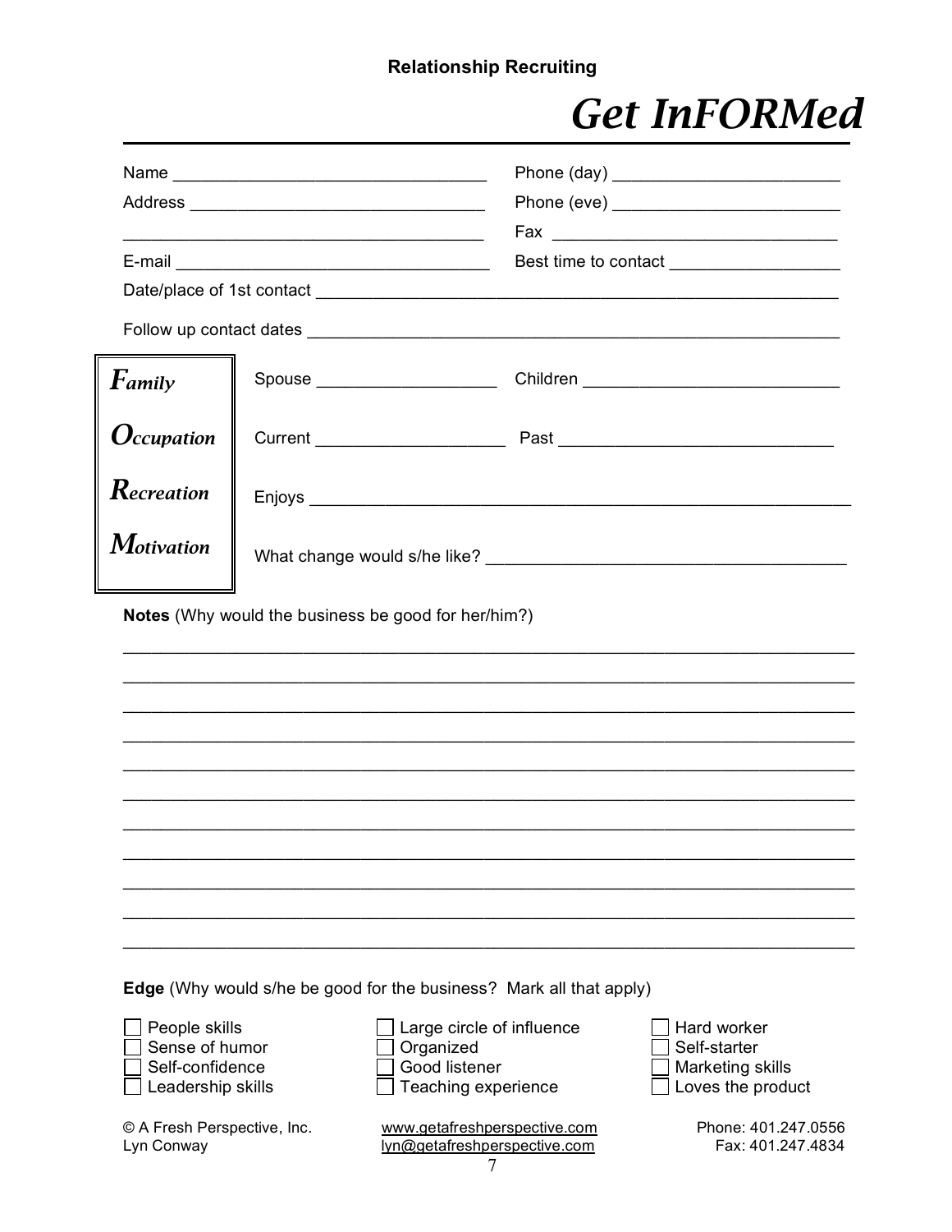Relationship Recruiting

# Get InFORMed

Name ________________________________ Phone (day) ________________________

Address ______________________________ Phone (eve) ________________________

_____________________________________ Fax ______________________________

E-mail _______________________________ Best time to contact __________________

Date/place of 1st contact _______________________________________________________

Follow up contact dates ________________________________________________________

| | | |
|---|---|---|
| ***F**amily* | Spouse __________________ | Children __________________________ |
| ***O**ccupation* | Current __________________ | Past ____________________________ |
| ***R**ecreation* | Enjoys ______________________________________________________ | |
| ***M**otivation* | What change would s/he like? ___________________________________ | |

**Notes** (Why would the business be good for her/him?)

___________________________________________________________________________

___________________________________________________________________________

___________________________________________________________________________

___________________________________________________________________________

___________________________________________________________________________

___________________________________________________________________________

___________________________________________________________________________

___________________________________________________________________________

___________________________________________________________________________

___________________________________________________________________________

___________________________________________________________________________

**Edge** (Why would s/he be good for the business? Mark all that apply)

- ☐ People skills
- ☐ Sense of humor
- ☐ Self-confidence
- ☐ Leadership skills
- ☐ Large circle of influence
- ☐ Organized
- ☐ Good listener
- ☐ Teaching experience
- ☐ Hard worker
- ☐ Self-starter
- ☐ Marketing skills
- ☐ Loves the product

© A Fresh Perspective, Inc.
Lyn Conway

www.getafreshperspective.com
lyn@getafreshperspective.com

Phone: 401.247.0556
Fax: 401.247.4834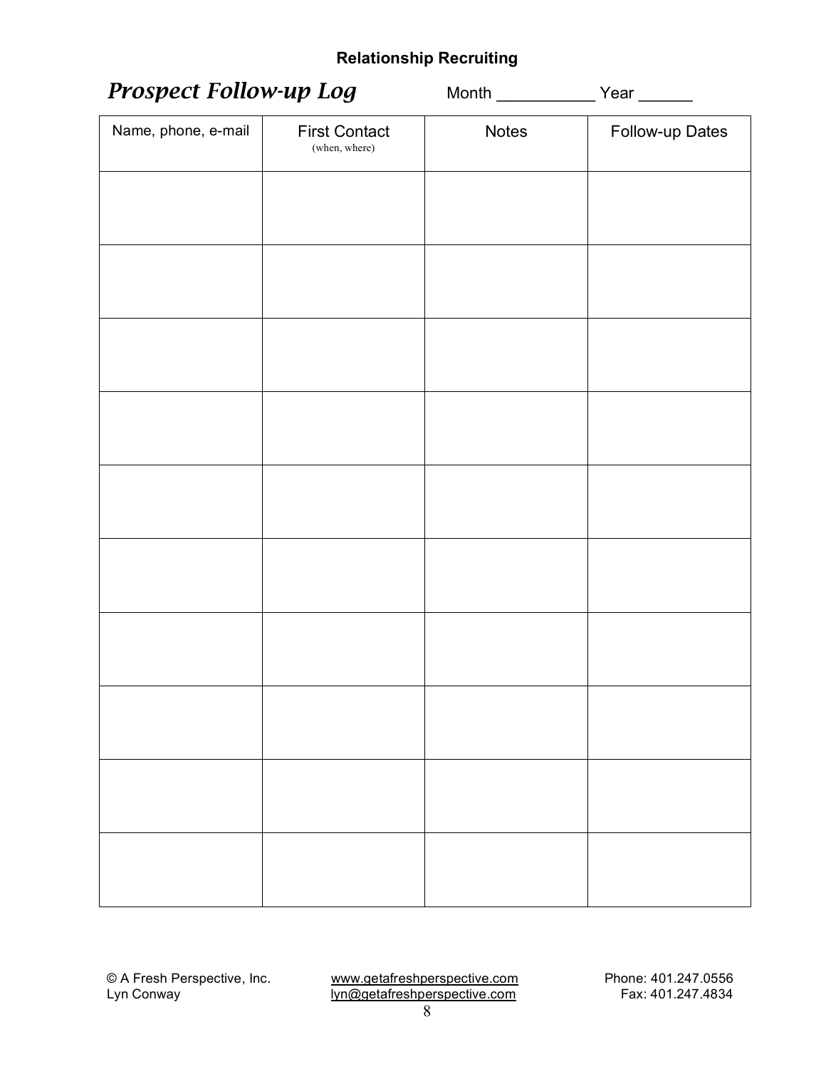**Relationship Recruiting**

## *Prospect Follow-up Log*

Month ___________ Year ______

| Name, phone, e-mail | First Contact (when, where) | Notes | Follow-up Dates |
|---|---|---|---|
| | | | |
| | | | |
| | | | |
| | | | |
| | | | |
| | | | |
| | | | |
| | | | |
| | | | |
| | | | |

© A Fresh Perspective, Inc.
Lyn Conway

www.getafreshperspective.com
lyn@getafreshperspective.com

Phone: 401.247.0556
Fax: 401.247.4834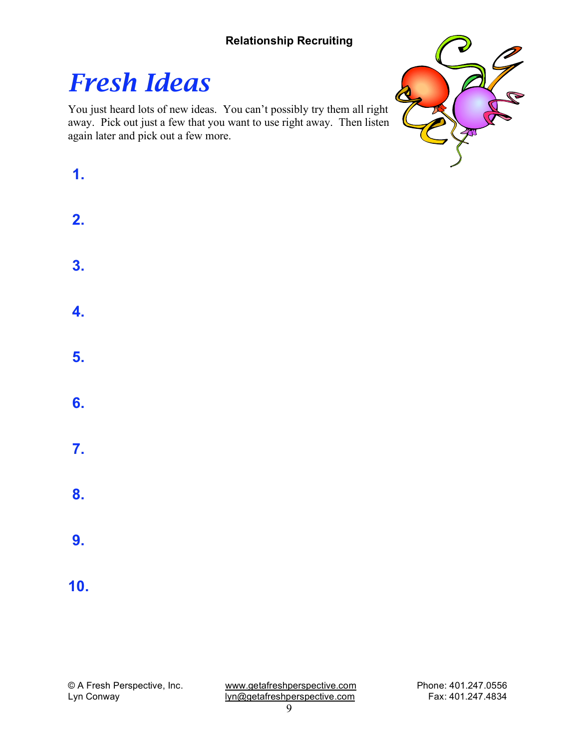# Fresh Ideas

You just heard lots of new ideas. You can't possibly try them all right away. Pick out just a few that you want to use right away. Then listen again later and pick out a few more.

**1.**

**2.**

**3.**

**4.**

**5.**

**6.**

**7.**

**8.**

**9.**

**10.**